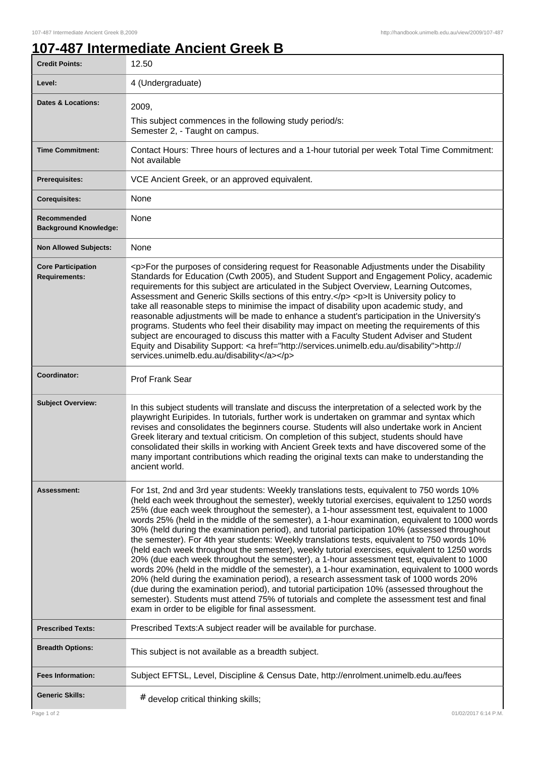# 107-487 Intermediate Ancient Greek B

| | |
|---|---|
| **Credit Points:** | 12.50 |
| **Level:** | 4 (Undergraduate) |
| **Dates & Locations:** | 2009,<br>This subject commences in the following study period/s:<br>Semester 2, - Taught on campus. |
| **Time Commitment:** | Contact Hours: Three hours of lectures and a 1-hour tutorial per week Total Time Commitment: Not available |
| **Prerequisites:** | VCE Ancient Greek, or an approved equivalent. |
| **Corequisites:** | None |
| **Recommended Background Knowledge:** | None |
| **Non Allowed Subjects:** | None |
| **Core Participation Requirements:** | <p>For the purposes of considering request for Reasonable Adjustments under the Disability Standards for Education (Cwth 2005), and Student Support and Engagement Policy, academic requirements for this subject are articulated in the Subject Overview, Learning Outcomes, Assessment and Generic Skills sections of this entry.</p> <p>It is University policy to take all reasonable steps to minimise the impact of disability upon academic study, and reasonable adjustments will be made to enhance a student's participation in the University's programs. Students who feel their disability may impact on meeting the requirements of this subject are encouraged to discuss this matter with a Faculty Student Adviser and Student Equity and Disability Support: <a href="http://services.unimelb.edu.au/disability">http://services.unimelb.edu.au/disability</a></p> |
| **Coordinator:** | Prof Frank Sear |
| **Subject Overview:** | In this subject students will translate and discuss the interpretation of a selected work by the playwright Euripides. In tutorials, further work is undertaken on grammar and syntax which revises and consolidates the beginners course. Students will also undertake work in Ancient Greek literary and textual criticism. On completion of this subject, students should have consolidated their skills in working with Ancient Greek texts and have discovered some of the many important contributions which reading the original texts can make to understanding the ancient world. |
| **Assessment:** | For 1st, 2nd and 3rd year students: Weekly translations tests, equivalent to 750 words 10% (held each week throughout the semester), weekly tutorial exercises, equivalent to 1250 words 25% (due each week throughout the semester), a 1-hour assessment test, equivalent to 1000 words 25% (held in the middle of the semester), a 1-hour examination, equivalent to 1000 words 30% (held during the examination period), and tutorial participation 10% (assessed throughout the semester). For 4th year students: Weekly translations tests, equivalent to 750 words 10% (held each week throughout the semester), weekly tutorial exercises, equivalent to 1250 words 20% (due each week throughout the semester), a 1-hour assessment test, equivalent to 1000 words 20% (held in the middle of the semester), a 1-hour examination, equivalent to 1000 words 20% (held during the examination period), a research assessment task of 1000 words 20% (due during the examination period), and tutorial participation 10% (assessed throughout the semester). Students must attend 75% of tutorials and complete the assessment test and final exam in order to be eligible for final assessment. |
| **Prescribed Texts:** | Prescribed Texts:A subject reader will be available for purchase. |
| **Breadth Options:** | This subject is not available as a breadth subject. |
| **Fees Information:** | Subject EFTSL, Level, Discipline & Census Date, http://enrolment.unimelb.edu.au/fees |
| **Generic Skills:** | # develop critical thinking skills; |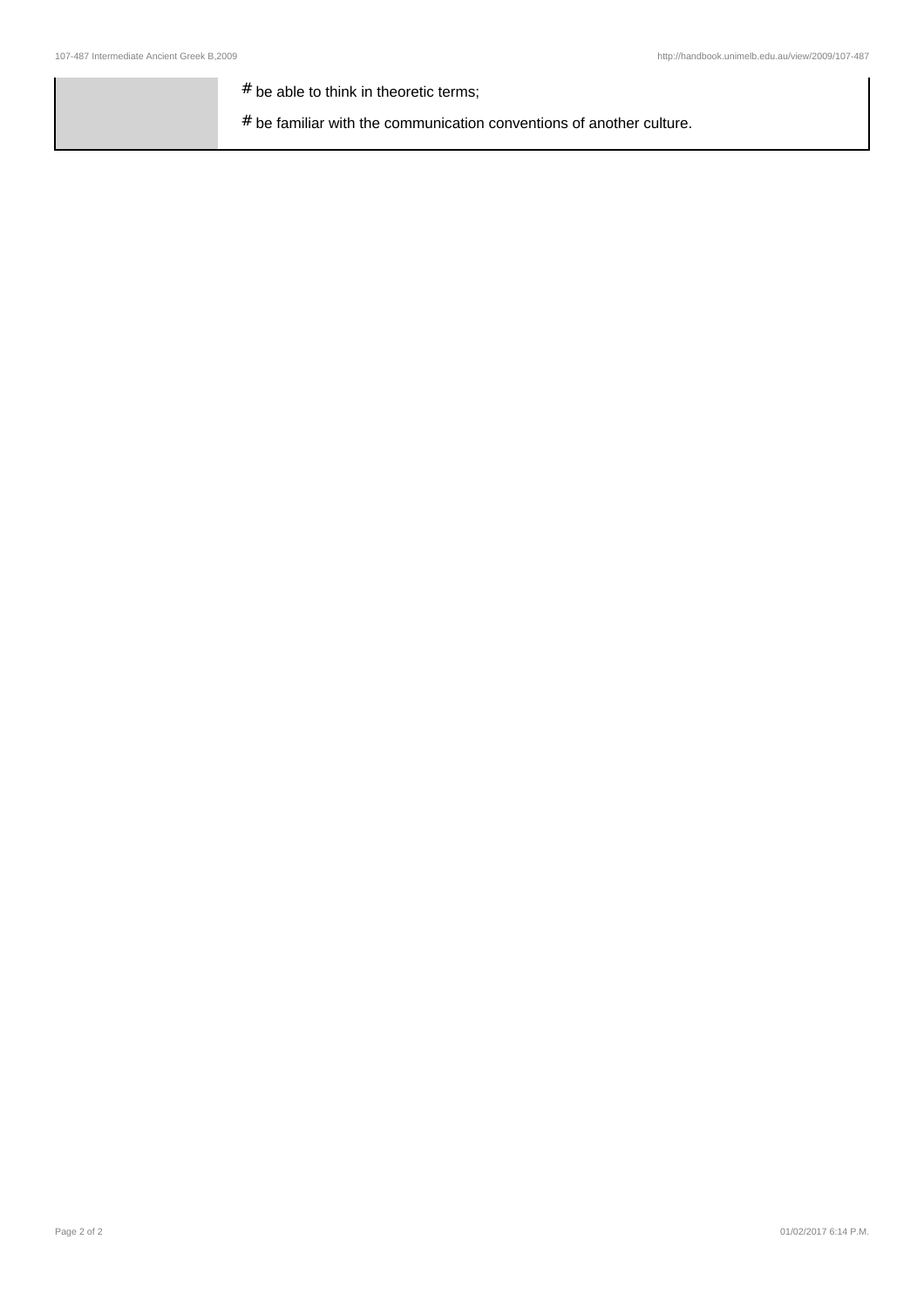# be able to think in theoretic terms;

# be familiar with the communication conventions of another culture.